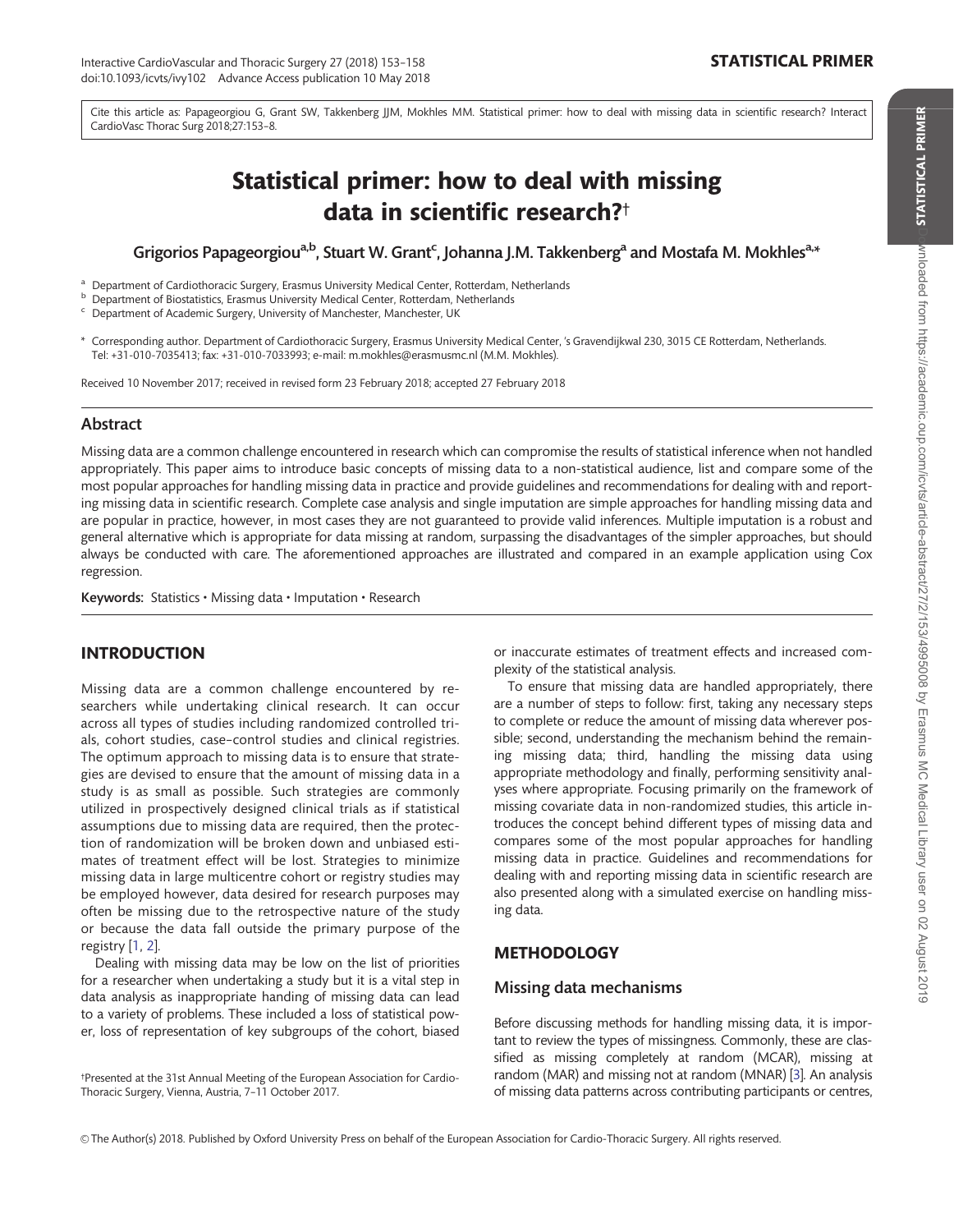Cite this article as: Papageorgiou G, Grant SW, Takkenberg JJM, Mokhles MM. Statistical primer: how to deal with missing data in scientific research? Interact CardioVasc Thorac Surg 2018;27:153–8.

# Statistical primer: how to deal with missing data in scientific research?†

**Grigorios Papageorgiou[a,b], Stuart W. Grant[c], Johanna J.M. Takkenberg[a] and Mostafa M. Mokhles[a,*]**

[a] Department of Cardiothoracic Surgery, Erasmus University Medical Center, Rotterdam, Netherlands
[b] Department of Biostatistics, Erasmus University Medical Center, Rotterdam, Netherlands
[c] Department of Academic Surgery, University of Manchester, Manchester, UK

\* Corresponding author. Department of Cardiothoracic Surgery, Erasmus University Medical Center, 's Gravendijkwal 230, 3015 CE Rotterdam, Netherlands. Tel: +31-010-7035413; fax: +31-010-7033993; e-mail: m.mokhles@erasmusmc.nl (M.M. Mokhles).

Received 10 November 2017; received in revised form 23 February 2018; accepted 27 February 2018

## Abstract

Missing data are a common challenge encountered in research which can compromise the results of statistical inference when not handled appropriately. This paper aims to introduce basic concepts of missing data to a non-statistical audience, list and compare some of the most popular approaches for handling missing data in practice and provide guidelines and recommendations for dealing with and reporting missing data in scientific research. Complete case analysis and single imputation are simple approaches for handling missing data and are popular in practice, however, in most cases they are not guaranteed to provide valid inferences. Multiple imputation is a robust and general alternative which is appropriate for data missing at random, surpassing the disadvantages of the simpler approaches, but should always be conducted with care. The aforementioned approaches are illustrated and compared in an example application using Cox regression.

**Keywords:** Statistics • Missing data • Imputation • Research

## INTRODUCTION

Missing data are a common challenge encountered by researchers while undertaking clinical research. It can occur across all types of studies including randomized controlled trials, cohort studies, case–control studies and clinical registries. The optimum approach to missing data is to ensure that strategies are devised to ensure that the amount of missing data in a study is as small as possible. Such strategies are commonly utilized in prospectively designed clinical trials as if statistical assumptions due to missing data are required, then the protection of randomization will be broken down and unbiased estimates of treatment effect will be lost. Strategies to minimize missing data in large multicentre cohort or registry studies may be employed however, data desired for research purposes may often be missing due to the retrospective nature of the study or because the data fall outside the primary purpose of the registry [1, 2].

Dealing with missing data may be low on the list of priorities for a researcher when undertaking a study but it is a vital step in data analysis as inappropriate handing of missing data can lead to a variety of problems. These included a loss of statistical power, loss of representation of key subgroups of the cohort, biased or inaccurate estimates of treatment effects and increased complexity of the statistical analysis.

To ensure that missing data are handled appropriately, there are a number of steps to follow: first, taking any necessary steps to complete or reduce the amount of missing data wherever possible; second, understanding the mechanism behind the remaining missing data; third, handling the missing data using appropriate methodology and finally, performing sensitivity analyses where appropriate. Focusing primarily on the framework of missing covariate data in non-randomized studies, this article introduces the concept behind different types of missing data and compares some of the most popular approaches for handling missing data in practice. Guidelines and recommendations for dealing with and reporting missing data in scientific research are also presented along with a simulated exercise on handling missing data.

## METHODOLOGY

### Missing data mechanisms

Before discussing methods for handling missing data, it is important to review the types of missingness. Commonly, these are classified as missing completely at random (MCAR), missing at random (MAR) and missing not at random (MNAR) [3]. An analysis of missing data patterns across contributing participants or centres,

†Presented at the 31st Annual Meeting of the European Association for Cardio-Thoracic Surgery, Vienna, Austria, 7–11 October 2017.

© The Author(s) 2018. Published by Oxford University Press on behalf of the European Association for Cardio-Thoracic Surgery. All rights reserved.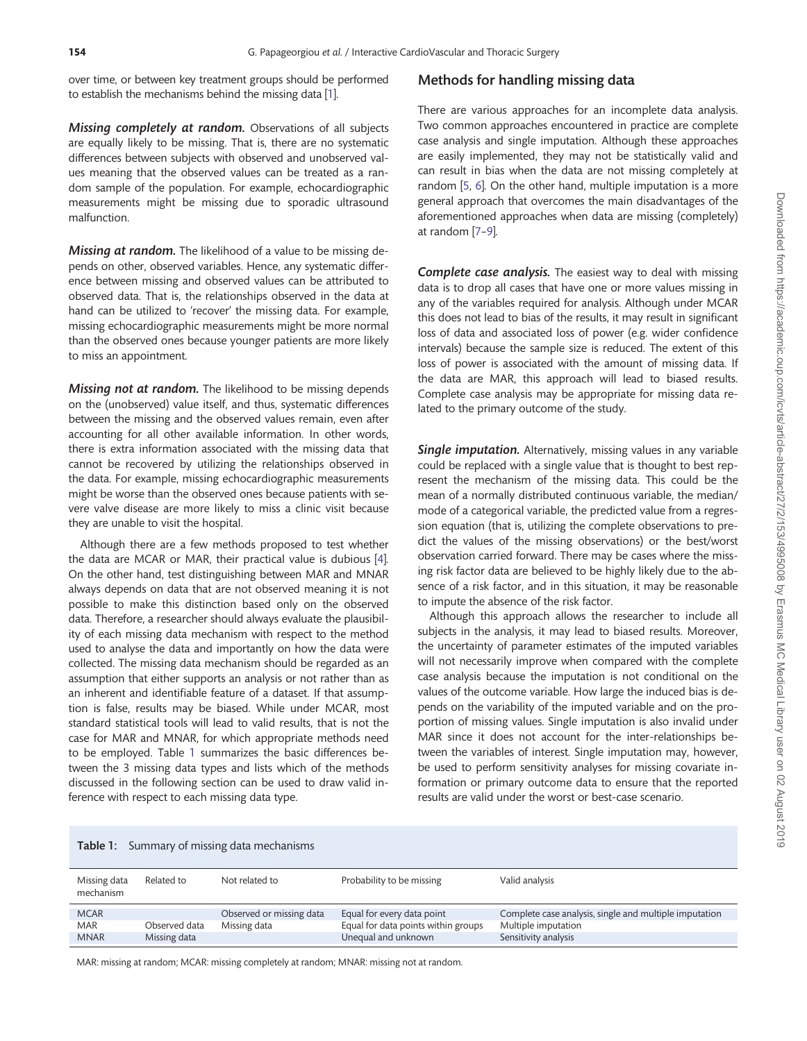over time, or between key treatment groups should be performed to establish the mechanisms behind the missing data [1].

***Missing completely at random.*** Observations of all subjects are equally likely to be missing. That is, there are no systematic differences between subjects with observed and unobserved values meaning that the observed values can be treated as a random sample of the population. For example, echocardiographic measurements might be missing due to sporadic ultrasound malfunction.

***Missing at random.*** The likelihood of a value to be missing depends on other, observed variables. Hence, any systematic difference between missing and observed values can be attributed to observed data. That is, the relationships observed in the data at hand can be utilized to 'recover' the missing data. For example, missing echocardiographic measurements might be more normal than the observed ones because younger patients are more likely to miss an appointment.

***Missing not at random.*** The likelihood to be missing depends on the (unobserved) value itself, and thus, systematic differences between the missing and the observed values remain, even after accounting for all other available information. In other words, there is extra information associated with the missing data that cannot be recovered by utilizing the relationships observed in the data. For example, missing echocardiographic measurements might be worse than the observed ones because patients with severe valve disease are more likely to miss a clinic visit because they are unable to visit the hospital.

Although there are a few methods proposed to test whether the data are MCAR or MAR, their practical value is dubious [4]. On the other hand, test distinguishing between MAR and MNAR always depends on data that are not observed meaning it is not possible to make this distinction based only on the observed data. Therefore, a researcher should always evaluate the plausibility of each missing data mechanism with respect to the method used to analyse the data and importantly on how the data were collected. The missing data mechanism should be regarded as an assumption that either supports an analysis or not rather than as an inherent and identifiable feature of a dataset. If that assumption is false, results may be biased. While under MCAR, most standard statistical tools will lead to valid results, that is not the case for MAR and MNAR, for which appropriate methods need to be employed. Table 1 summarizes the basic differences between the 3 missing data types and lists which of the methods discussed in the following section can be used to draw valid inference with respect to each missing data type.

## Methods for handling missing data

There are various approaches for an incomplete data analysis. Two common approaches encountered in practice are complete case analysis and single imputation. Although these approaches are easily implemented, they may not be statistically valid and can result in bias when the data are not missing completely at random [5, 6]. On the other hand, multiple imputation is a more general approach that overcomes the main disadvantages of the aforementioned approaches when data are missing (completely) at random [7–9].

***Complete case analysis.*** The easiest way to deal with missing data is to drop all cases that have one or more values missing in any of the variables required for analysis. Although under MCAR this does not lead to bias of the results, it may result in significant loss of data and associated loss of power (e.g. wider confidence intervals) because the sample size is reduced. The extent of this loss of power is associated with the amount of missing data. If the data are MAR, this approach will lead to biased results. Complete case analysis may be appropriate for missing data related to the primary outcome of the study.

***Single imputation.*** Alternatively, missing values in any variable could be replaced with a single value that is thought to best represent the mechanism of the missing data. This could be the mean of a normally distributed continuous variable, the median/mode of a categorical variable, the predicted value from a regression equation (that is, utilizing the complete observations to predict the values of the missing observations) or the best/worst observation carried forward. There may be cases where the missing risk factor data are believed to be highly likely due to the absence of a risk factor, and in this situation, it may be reasonable to impute the absence of the risk factor.

Although this approach allows the researcher to include all subjects in the analysis, it may lead to biased results. Moreover, the uncertainty of parameter estimates of the imputed variables will not necessarily improve when compared with the complete case analysis because the imputation is not conditional on the values of the outcome variable. How large the induced bias is depends on the variability of the imputed variable and on the proportion of missing values. Single imputation is also invalid under MAR since it does not account for the inter-relationships between the variables of interest. Single imputation may, however, be used to perform sensitivity analyses for missing covariate information or primary outcome data to ensure that the reported results are valid under the worst or best-case scenario.

**Table 1:** Summary of missing data mechanisms

| Missing data mechanism | Related to | Not related to | Probability to be missing | Valid analysis |
|---|---|---|---|---|
| MCAR | | Observed or missing data | Equal for every data point | Complete case analysis, single and multiple imputation |
| MAR | Observed data | Missing data | Equal for data points within groups | Multiple imputation |
| MNAR | Missing data | | Unequal and unknown | Sensitivity analysis |

MAR: missing at random; MCAR: missing completely at random; MNAR: missing not at random.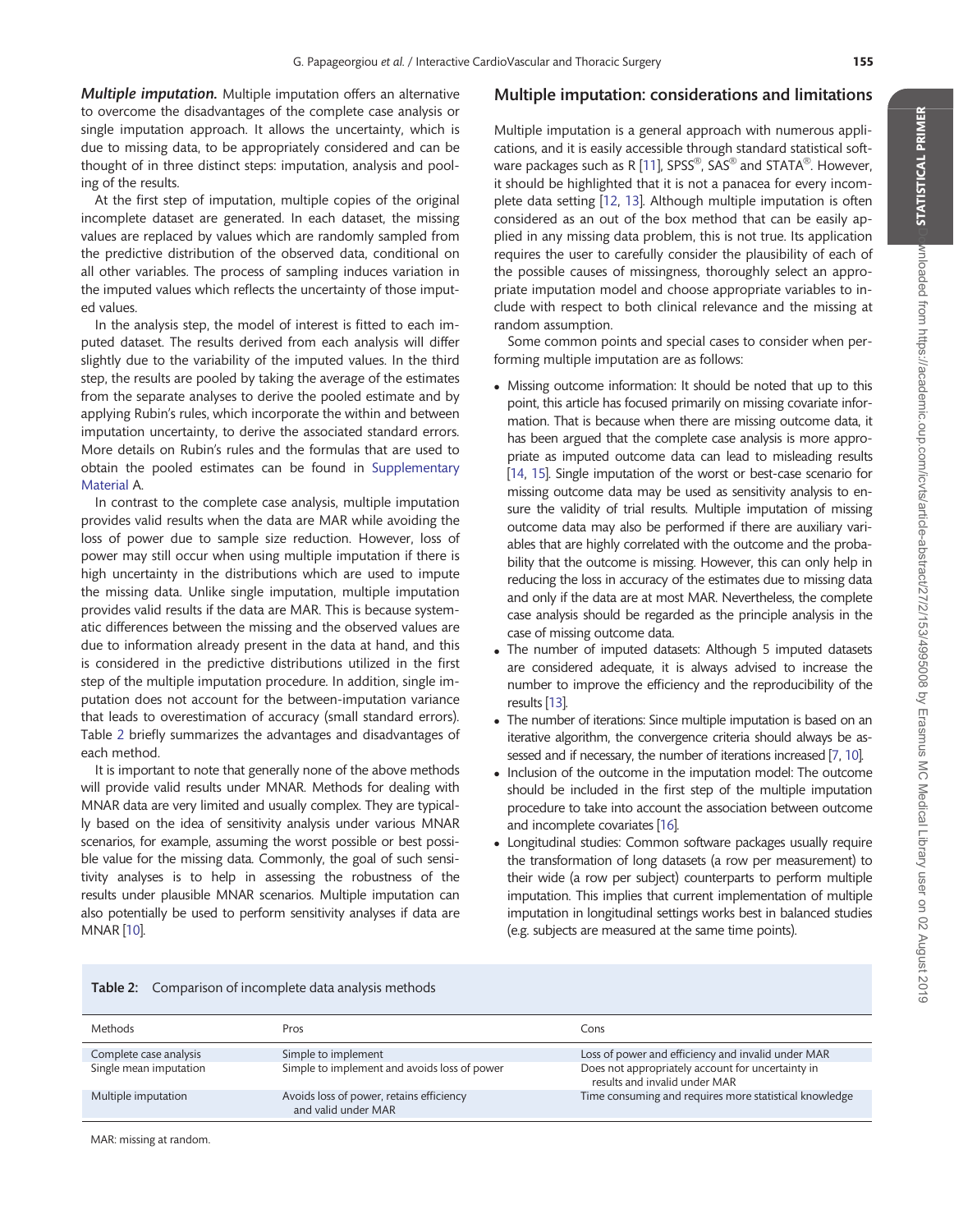***Multiple imputation.*** Multiple imputation offers an alternative to overcome the disadvantages of the complete case analysis or single imputation approach. It allows the uncertainty, which is due to missing data, to be appropriately considered and can be thought of in three distinct steps: imputation, analysis and pooling of the results.

At the first step of imputation, multiple copies of the original incomplete dataset are generated. In each dataset, the missing values are replaced by values which are randomly sampled from the predictive distribution of the observed data, conditional on all other variables. The process of sampling induces variation in the imputed values which reflects the uncertainty of those imputed values.

In the analysis step, the model of interest is fitted to each imputed dataset. The results derived from each analysis will differ slightly due to the variability of the imputed values. In the third step, the results are pooled by taking the average of the estimates from the separate analyses to derive the pooled estimate and by applying Rubin's rules, which incorporate the within and between imputation uncertainty, to derive the associated standard errors. More details on Rubin's rules and the formulas that are used to obtain the pooled estimates can be found in Supplementary Material A.

In contrast to the complete case analysis, multiple imputation provides valid results when the data are MAR while avoiding the loss of power due to sample size reduction. However, loss of power may still occur when using multiple imputation if there is high uncertainty in the distributions which are used to impute the missing data. Unlike single imputation, multiple imputation provides valid results if the data are MAR. This is because systematic differences between the missing and the observed values are due to information already present in the data at hand, and this is considered in the predictive distributions utilized in the first step of the multiple imputation procedure. In addition, single imputation does not account for the between-imputation variance that leads to overestimation of accuracy (small standard errors). Table 2 briefly summarizes the advantages and disadvantages of each method.

It is important to note that generally none of the above methods will provide valid results under MNAR. Methods for dealing with MNAR data are very limited and usually complex. They are typically based on the idea of sensitivity analysis under various MNAR scenarios, for example, assuming the worst possible or best possible value for the missing data. Commonly, the goal of such sensitivity analyses is to help in assessing the robustness of the results under plausible MNAR scenarios. Multiple imputation can also potentially be used to perform sensitivity analyses if data are MNAR [10].

## Multiple imputation: considerations and limitations

Multiple imputation is a general approach with numerous applications, and it is easily accessible through standard statistical software packages such as R [11], SPSS®, SAS® and STATA®. However, it should be highlighted that it is not a panacea for every incomplete data setting [12, 13]. Although multiple imputation is often considered as an out of the box method that can be easily applied in any missing data problem, this is not true. Its application requires the user to carefully consider the plausibility of each of the possible causes of missingness, thoroughly select an appropriate imputation model and choose appropriate variables to include with respect to both clinical relevance and the missing at random assumption.

Some common points and special cases to consider when performing multiple imputation are as follows:

- Missing outcome information: It should be noted that up to this point, this article has focused primarily on missing covariate information. That is because when there are missing outcome data, it has been argued that the complete case analysis is more appropriate as imputed outcome data can lead to misleading results [14, 15]. Single imputation of the worst or best-case scenario for missing outcome data may be used as sensitivity analysis to ensure the validity of trial results. Multiple imputation of missing outcome data may also be performed if there are auxiliary variables that are highly correlated with the outcome and the probability that the outcome is missing. However, this can only help in reducing the loss in accuracy of the estimates due to missing data and only if the data are at most MAR. Nevertheless, the complete case analysis should be regarded as the principle analysis in the case of missing outcome data.
- The number of imputed datasets: Although 5 imputed datasets are considered adequate, it is always advised to increase the number to improve the efficiency and the reproducibility of the results [13].
- The number of iterations: Since multiple imputation is based on an iterative algorithm, the convergence criteria should always be assessed and if necessary, the number of iterations increased [7, 10].
- Inclusion of the outcome in the imputation model: The outcome should be included in the first step of the multiple imputation procedure to take into account the association between outcome and incomplete covariates [16].
- Longitudinal studies: Common software packages usually require the transformation of long datasets (a row per measurement) to their wide (a row per subject) counterparts to perform multiple imputation. This implies that current implementation of multiple imputation in longitudinal settings works best in balanced studies (e.g. subjects are measured at the same time points).

**Table 2:** Comparison of incomplete data analysis methods

| Methods | Pros | Cons |
|---|---|---|
| Complete case analysis | Simple to implement | Loss of power and efficiency and invalid under MAR |
| Single mean imputation | Simple to implement and avoids loss of power | Does not appropriately account for uncertainty in results and invalid under MAR |
| Multiple imputation | Avoids loss of power, retains efficiency and valid under MAR | Time consuming and requires more statistical knowledge |

MAR: missing at random.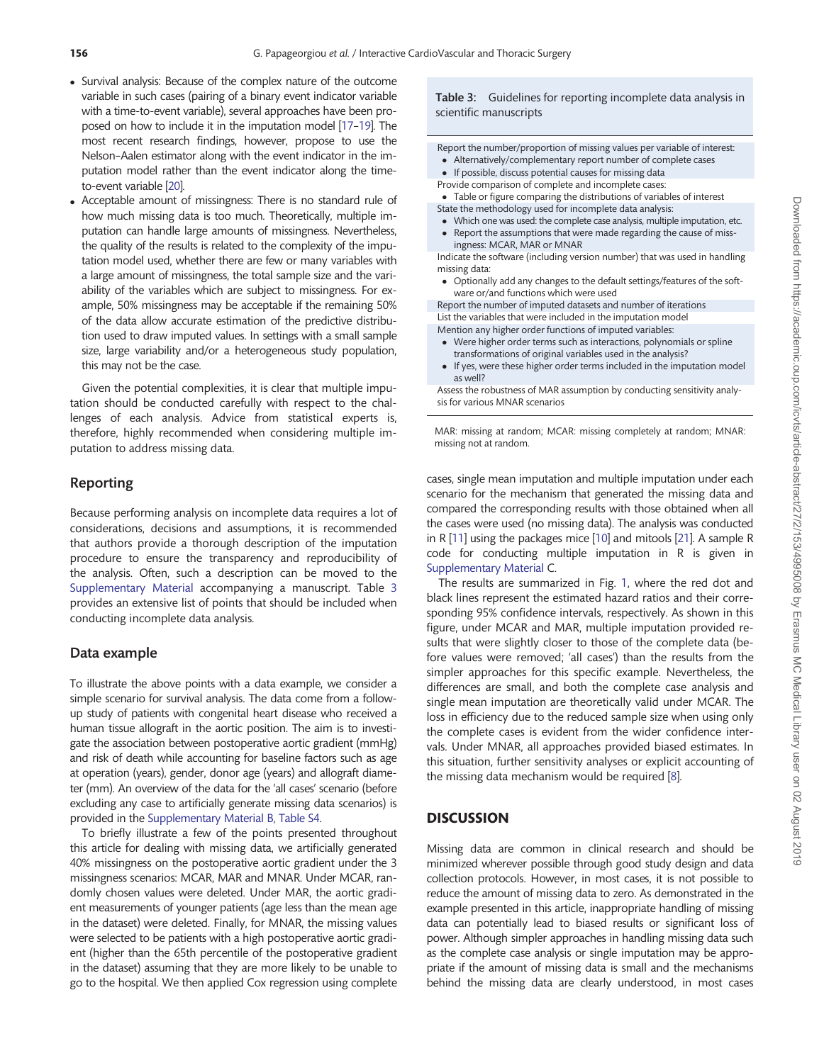- Survival analysis: Because of the complex nature of the outcome variable in such cases (pairing of a binary event indicator variable with a time-to-event variable), several approaches have been proposed on how to include it in the imputation model [17–19]. The most recent research findings, however, propose to use the Nelson–Aalen estimator along with the event indicator in the imputation model rather than the event indicator along the time-to-event variable [20].
- Acceptable amount of missingness: There is no standard rule of how much missing data is too much. Theoretically, multiple imputation can handle large amounts of missingness. Nevertheless, the quality of the results is related to the complexity of the imputation model used, whether there are few or many variables with a large amount of missingness, the total sample size and the variability of the variables which are subject to missingness. For example, 50% missingness may be acceptable if the remaining 50% of the data allow accurate estimation of the predictive distribution used to draw imputed values. In settings with a small sample size, large variability and/or a heterogeneous study population, this may not be the case.

Given the potential complexities, it is clear that multiple imputation should be conducted carefully with respect to the challenges of each analysis. Advice from statistical experts is, therefore, highly recommended when considering multiple imputation to address missing data.

## Reporting

Because performing analysis on incomplete data requires a lot of considerations, decisions and assumptions, it is recommended that authors provide a thorough description of the imputation procedure to ensure the transparency and reproducibility of the analysis. Often, such a description can be moved to the Supplementary Material accompanying a manuscript. Table 3 provides an extensive list of points that should be included when conducting incomplete data analysis.

**Table 3:** Guidelines for reporting incomplete data analysis in scientific manuscripts

| |
|---|
| Report the number/proportion of missing values per variable of interest:<br>• Alternatively/complementary report number of complete cases<br>• If possible, discuss potential causes for missing data |
| Provide comparison of complete and incomplete cases:<br>• Table or figure comparing the distributions of variables of interest |
| State the methodology used for incomplete data analysis:<br>• Which one was used: the complete case analysis, multiple imputation, etc.<br>• Report the assumptions that were made regarding the cause of missingness: MCAR, MAR or MNAR |
| Indicate the software (including version number) that was used in handling missing data:<br>• Optionally add any changes to the default settings/features of the software or/and functions which were used |
| Report the number of imputed datasets and number of iterations |
| List the variables that were included in the imputation model |
| Mention any higher order functions of imputed variables:<br>• Were higher order terms such as interactions, polynomials or spline transformations of original variables used in the analysis?<br>• If yes, were these higher order terms included in the imputation model as well? |
| Assess the robustness of MAR assumption by conducting sensitivity analysis for various MNAR scenarios |

MAR: missing at random; MCAR: missing completely at random; MNAR: missing not at random.

## Data example

To illustrate the above points with a data example, we consider a simple scenario for survival analysis. The data come from a follow-up study of patients with congenital heart disease who received a human tissue allograft in the aortic position. The aim is to investigate the association between postoperative aortic gradient (mmHg) and risk of death while accounting for baseline factors such as age at operation (years), gender, donor age (years) and allograft diameter (mm). An overview of the data for the 'all cases' scenario (before excluding any case to artificially generate missing data scenarios) is provided in the Supplementary Material B, Table S4.

To briefly illustrate a few of the points presented throughout this article for dealing with missing data, we artificially generated 40% missingness on the postoperative aortic gradient under the 3 missingness scenarios: MCAR, MAR and MNAR. Under MCAR, randomly chosen values were deleted. Under MAR, the aortic gradient measurements of younger patients (age less than the mean age in the dataset) were deleted. Finally, for MNAR, the missing values were selected to be patients with a high postoperative aortic gradient (higher than the 65th percentile of the postoperative gradient in the dataset) assuming that they are more likely to be unable to go to the hospital. We then applied Cox regression using complete cases, single mean imputation and multiple imputation under each scenario for the mechanism that generated the missing data and compared the corresponding results with those obtained when all the cases were used (no missing data). The analysis was conducted in R [11] using the packages mice [10] and mitools [21]. A sample R code for conducting multiple imputation in R is given in Supplementary Material C.

The results are summarized in Fig. 1, where the red dot and black lines represent the estimated hazard ratios and their corresponding 95% confidence intervals, respectively. As shown in this figure, under MCAR and MAR, multiple imputation provided results that were slightly closer to those of the complete data (before values were removed; 'all cases') than the results from the simpler approaches for this specific example. Nevertheless, the differences are small, and both the complete case analysis and single mean imputation are theoretically valid under MCAR. The loss in efficiency due to the reduced sample size when using only the complete cases is evident from the wider confidence intervals. Under MNAR, all approaches provided biased estimates. In this situation, further sensitivity analyses or explicit accounting of the missing data mechanism would be required [8].

# DISCUSSION

Missing data are common in clinical research and should be minimized wherever possible through good study design and data collection protocols. However, in most cases, it is not possible to reduce the amount of missing data to zero. As demonstrated in the example presented in this article, inappropriate handling of missing data can potentially lead to biased results or significant loss of power. Although simpler approaches in handling missing data such as the complete case analysis or single imputation may be appropriate if the amount of missing data is small and the mechanisms behind the missing data are clearly understood, in most cases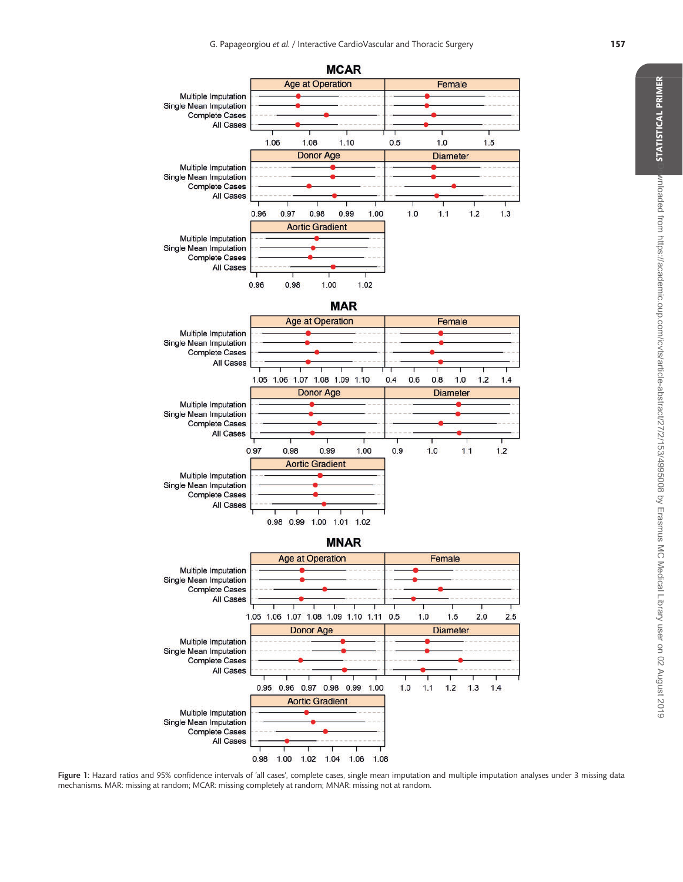Figure 1: Hazard ratios and 95% confidence intervals of 'all cases', complete cases, single mean imputation and multiple imputation analyses under 3 missing data mechanisms. MAR: missing at random; MCAR: missing completely at random; MNAR: missing not at random.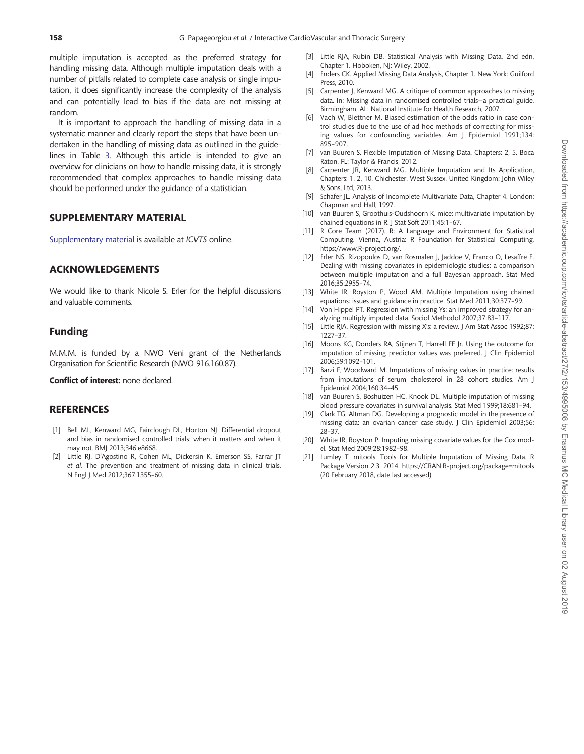multiple imputation is accepted as the preferred strategy for handling missing data. Although multiple imputation deals with a number of pitfalls related to complete case analysis or single imputation, it does significantly increase the complexity of the analysis and can potentially lead to bias if the data are not missing at random.

It is important to approach the handling of missing data in a systematic manner and clearly report the steps that have been undertaken in the handling of missing data as outlined in the guidelines in Table 3. Although this article is intended to give an overview for clinicians on how to handle missing data, it is strongly recommended that complex approaches to handle missing data should be performed under the guidance of a statistician.

## SUPPLEMENTARY MATERIAL

Supplementary material is available at *ICVTS* online.

## ACKNOWLEDGEMENTS

We would like to thank Nicole S. Erler for the helpful discussions and valuable comments.

## Funding

M.M.M. is funded by a NWO Veni grant of the Netherlands Organisation for Scientific Research (NWO 916.160.87).

**Conflict of interest:** none declared.

## REFERENCES

[1] Bell ML, Kenward MG, Fairclough DL, Horton NJ. Differential dropout and bias in randomised controlled trials: when it matters and when it may not. BMJ 2013;346:e8668.

[2] Little RJ, D'Agostino R, Cohen ML, Dickersin K, Emerson SS, Farrar JT *et al*. The prevention and treatment of missing data in clinical trials. N Engl J Med 2012;367:1355–60.

[3] Little RJA, Rubin DB. Statistical Analysis with Missing Data, 2nd edn, Chapter 1. Hoboken, NJ: Wiley, 2002.

[4] Enders CK. Applied Missing Data Analysis, Chapter 1. New York: Guilford Press, 2010.

[5] Carpenter J, Kenward MG. A critique of common approaches to missing data. In: Missing data in randomised controlled trials—a practical guide. Birmingham, AL: National Institute for Health Research, 2007.

[6] Vach W, Blettner M. Biased estimation of the odds ratio in case control studies due to the use of ad hoc methods of correcting for missing values for confounding variables. Am J Epidemiol 1991;134: 895–907.

[7] van Buuren S. Flexible Imputation of Missing Data, Chapters: 2, 5. Boca Raton, FL: Taylor & Francis, 2012.

[8] Carpenter JR, Kenward MG. Multiple Imputation and Its Application, Chapters: 1, 2, 10. Chichester, West Sussex, United Kingdom: John Wiley & Sons, Ltd, 2013.

[9] Schafer JL. Analysis of Incomplete Multivariate Data, Chapter 4. London: Chapman and Hall, 1997.

[10] van Buuren S, Groothuis-Oudshoorn K. mice: multivariate imputation by chained equations in R. J Stat Soft 2011;45:1–67.

[11] R Core Team (2017). R: A Language and Environment for Statistical Computing. Vienna, Austria: R Foundation for Statistical Computing. https://www.R-project.org/.

[12] Erler NS, Rizopoulos D, van Rosmalen J, Jaddoe V, Franco O, Lesaffre E. Dealing with missing covariates in epidemiologic studies: a comparison between multiple imputation and a full Bayesian approach. Stat Med 2016;35:2955–74.

[13] White IR, Royston P, Wood AM. Multiple Imputation using chained equations: issues and guidance in practice. Stat Med 2011;30:377–99.

[14] Von Hippel PT. Regression with missing Ys: an improved strategy for analyzing multiply imputed data. Sociol Methodol 2007;37:83–117.

[15] Little RJA. Regression with missing X's: a review. J Am Stat Assoc 1992;87: 1227–37.

[16] Moons KG, Donders RA, Stijnen T, Harrell FE Jr. Using the outcome for imputation of missing predictor values was preferred. J Clin Epidemiol 2006;59:1092–101.

[17] Barzi F, Woodward M. Imputations of missing values in practice: results from imputations of serum cholesterol in 28 cohort studies. Am J Epidemiol 2004;160:34–45.

[18] van Buuren S, Boshuizen HC, Knook DL. Multiple imputation of missing blood pressure covariates in survival analysis. Stat Med 1999;18:681–94.

[19] Clark TG, Altman DG. Developing a prognostic model in the presence of missing data: an ovarian cancer case study. J Clin Epidemiol 2003;56: 28–37.

[20] White IR, Royston P. Imputing missing covariate values for the Cox model. Stat Med 2009;28:1982–98.

[21] Lumley T. mitools: Tools for Multiple Imputation of Missing Data. R Package Version 2.3. 2014. https://CRAN.R-project.org/package=mitools (20 February 2018, date last accessed).